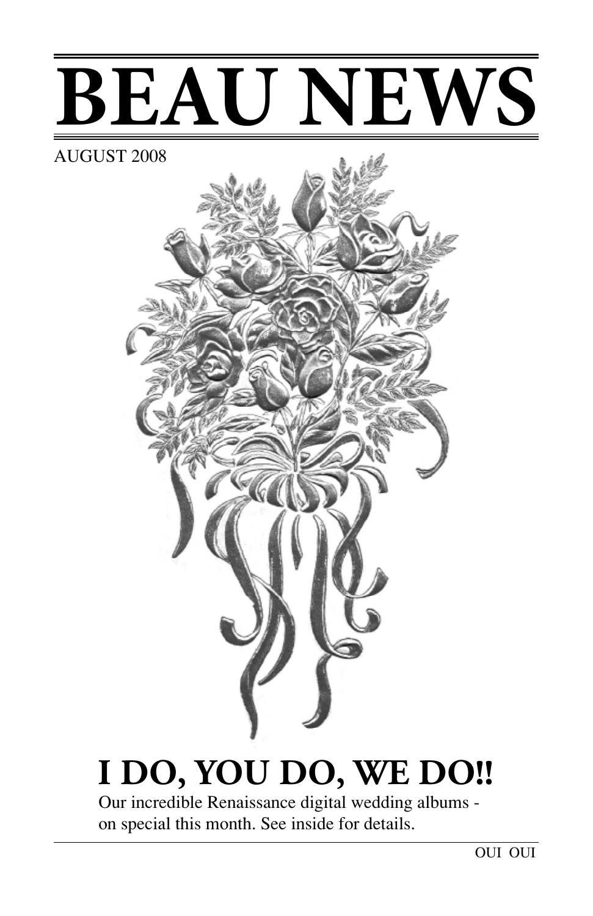# BEAU NEWS

AUGUST 2008

## I DO, YOU DO, WE DO!!

Our incredible Renaissance digital wedding albums - on special this month. See inside for details.

OUI OUI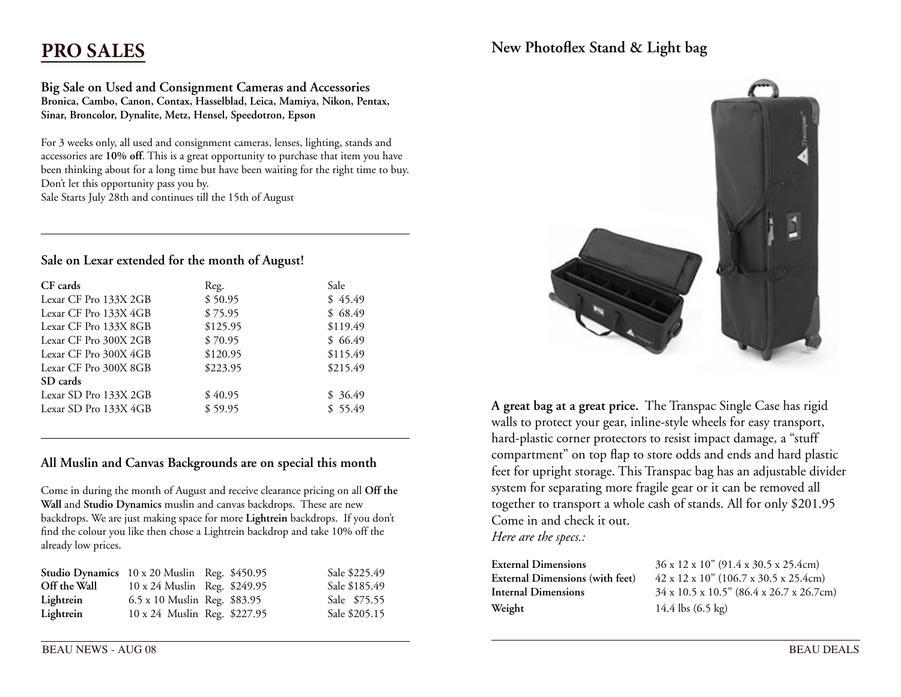# PRO SALES

### Big Sale on Used and Consignment Cameras and Accessories

**Bronica, Cambo, Canon, Contax, Hasselblad, Leica, Mamiya, Nikon, Pentax, Sinar, Broncolor, Dynalite, Metz, Hensel, Speedotron, Epson**

For 3 weeks only, all used and consignment cameras, lenses, lighting, stands and accessories are **10% off**. This is a great opportunity to purchase that item you have been thinking about for a long time but have been waiting for the right time to buy. Don't let this opportunity pass you by.
Sale Starts July 28th and continues till the 15th of August

---

### Sale on Lexar extended for the month of August!

| **CF cards** | Reg. | Sale |
|---|---|---|
| Lexar CF Pro 133X 2GB | $ 50.95 | $ 45.49 |
| Lexar CF Pro 133X 4GB | $ 75.95 | $ 68.49 |
| Lexar CF Pro 133X 8GB | $125.95 | $119.49 |
| Lexar CF Pro 300X 2GB | $ 70.95 | $ 66.49 |
| Lexar CF Pro 300X 4GB | $120.95 | $115.49 |
| Lexar CF Pro 300X 8GB | $223.95 | $215.49 |
| **SD cards** | | |
| Lexar SD Pro 133X 2GB | $ 40.95 | $ 36.49 |
| Lexar SD Pro 133X 4GB | $ 59.95 | $ 55.49 |

---

### All Muslin and Canvas Backgrounds are on special this month

Come in during the month of August and receive clearance pricing on all **Off the Wall** and **Studio Dynamics** muslin and canvas backdrops. These are new backdrops. We are just making space for more **Lightrein** backdrops. If you don't find the colour you like then chose a Lightrein backdrop and take 10% off the already low prices.

| | | | |
|---|---|---|---|
| **Studio Dynamics** | 10 x 20 Muslin | Reg. $450.95 | Sale $225.49 |
| **Off the Wall** | 10 x 24 Muslin | Reg. $249.95 | Sale $185.49 |
| **Lightrein** | 6.5 x 10 Muslin | Reg. $83.95 | Sale $75.55 |
| **Lightrein** | 10 x 24 Muslin | Reg. $227.95 | Sale $205.15 |

---

## New Photoflex Stand & Light bag

**A great bag at a great price.** The Transpac Single Case has rigid walls to protect your gear, inline-style wheels for easy transport, hard-plastic corner protectors to resist impact damage, a "stuff compartment" on top flap to store odds and ends and hard plastic feet for upright storage. This Transpac bag has an adjustable divider system for separating more fragile gear or it can be removed all together to transport a whole cash of stands. All for only $201.95 Come in and check it out.
*Here are the specs.:*

| | |
|---|---|
| **External Dimensions** | 36 x 12 x 10" (91.4 x 30.5 x 25.4cm) |
| **External Dimensions (with feet)** | 42 x 12 x 10" (106.7 x 30.5 x 25.4cm) |
| **Internal Dimensions** | 34 x 10.5 x 10.5" (86.4 x 26.7 x 26.7cm) |
| **Weight** | 14.4 lbs (6.5 kg) |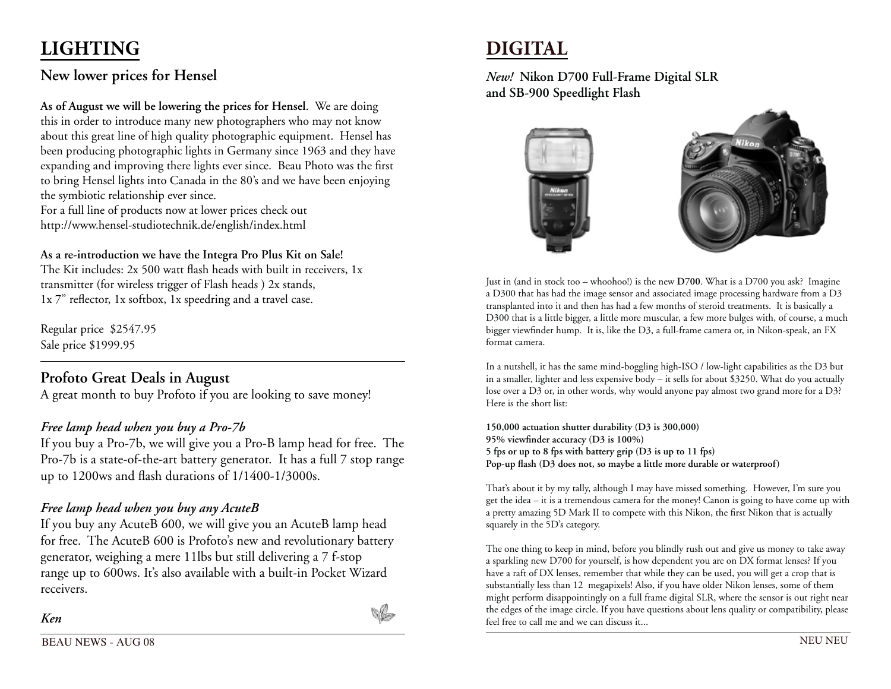# LIGHTING

## New lower prices for Hensel

**As of August we will be lowering the prices for Hensel**. We are doing this in order to introduce many new photographers who may not know about this great line of high quality photographic equipment. Hensel has been producing photographic lights in Germany since 1963 and they have expanding and improving there lights ever since. Beau Photo was the first to bring Hensel lights into Canada in the 80's and we have been enjoying the symbiotic relationship ever since.
For a full line of products now at lower prices check out http://www.hensel-studiotechnik.de/english/index.html

**As a re-introduction we have the Integra Pro Plus Kit on Sale!**
The Kit includes: 2x 500 watt flash heads with built in receivers, 1x transmitter (for wireless trigger of Flash heads ) 2x stands, 1x 7" reflector, 1x softbox, 1x speedring and a travel case.

Regular price $2547.95
Sale price $1999.95

## Profoto Great Deals in August

A great month to buy Profoto if you are looking to save money!

### *Free lamp head when you buy a Pro-7b*

If you buy a Pro-7b, we will give you a Pro-B lamp head for free. The Pro-7b is a state-of-the-art battery generator. It has a full 7 stop range up to 1200ws and flash durations of 1/1400-1/3000s.

### *Free lamp head when you buy any AcuteB*

If you buy any AcuteB 600, we will give you an AcuteB lamp head for free. The AcuteB 600 is Profoto's new and revolutionary battery generator, weighing a mere 11lbs but still delivering a 7 f-stop range up to 600ws. It's also available with a built-in Pocket Wizard receivers.

***Ken***

# DIGITAL

## *New!* Nikon D700 Full-Frame Digital SLR and SB-900 Speedlight Flash

Just in (and in stock too – whoohoo!) is the new **D700**. What is a D700 you ask? Imagine a D300 that has had the image sensor and associated image processing hardware from a D3 transplanted into it and then has had a few months of steroid treatments. It is basically a D300 that is a little bigger, a little more muscular, a few more bulges with, of course, a much bigger viewfinder hump. It is, like the D3, a full-frame camera or, in Nikon-speak, an FX format camera.

In a nutshell, it has the same mind-boggling high-ISO / low-light capabilities as the D3 but in a smaller, lighter and less expensive body – it sells for about $3250. What do you actually lose over a D3 or, in other words, why would anyone pay almost two grand more for a D3? Here is the short list:

**150,000 actuation shutter durability (D3 is 300,000)**
**95% viewfinder accuracy (D3 is 100%)**
**5 fps or up to 8 fps with battery grip (D3 is up to 11 fps)**
**Pop-up flash (D3 does not, so maybe a little more durable or waterproof)**

That's about it by my tally, although I may have missed something. However, I'm sure you get the idea – it is a tremendous camera for the money! Canon is going to have come up with a pretty amazing 5D Mark II to compete with this Nikon, the first Nikon that is actually squarely in the 5D's category.

The one thing to keep in mind, before you blindly rush out and give us money to take away a sparkling new D700 for yourself, is how dependent you are on DX format lenses? If you have a raft of DX lenses, remember that while they can be used, you will get a crop that is substantially less than 12 megapixels! Also, if you have older Nikon lenses, some of them might perform disappointingly on a full frame digital SLR, where the sensor is out right near the edges of the image circle. If you have questions about lens quality or compatibility, please feel free to call me and we can discuss it...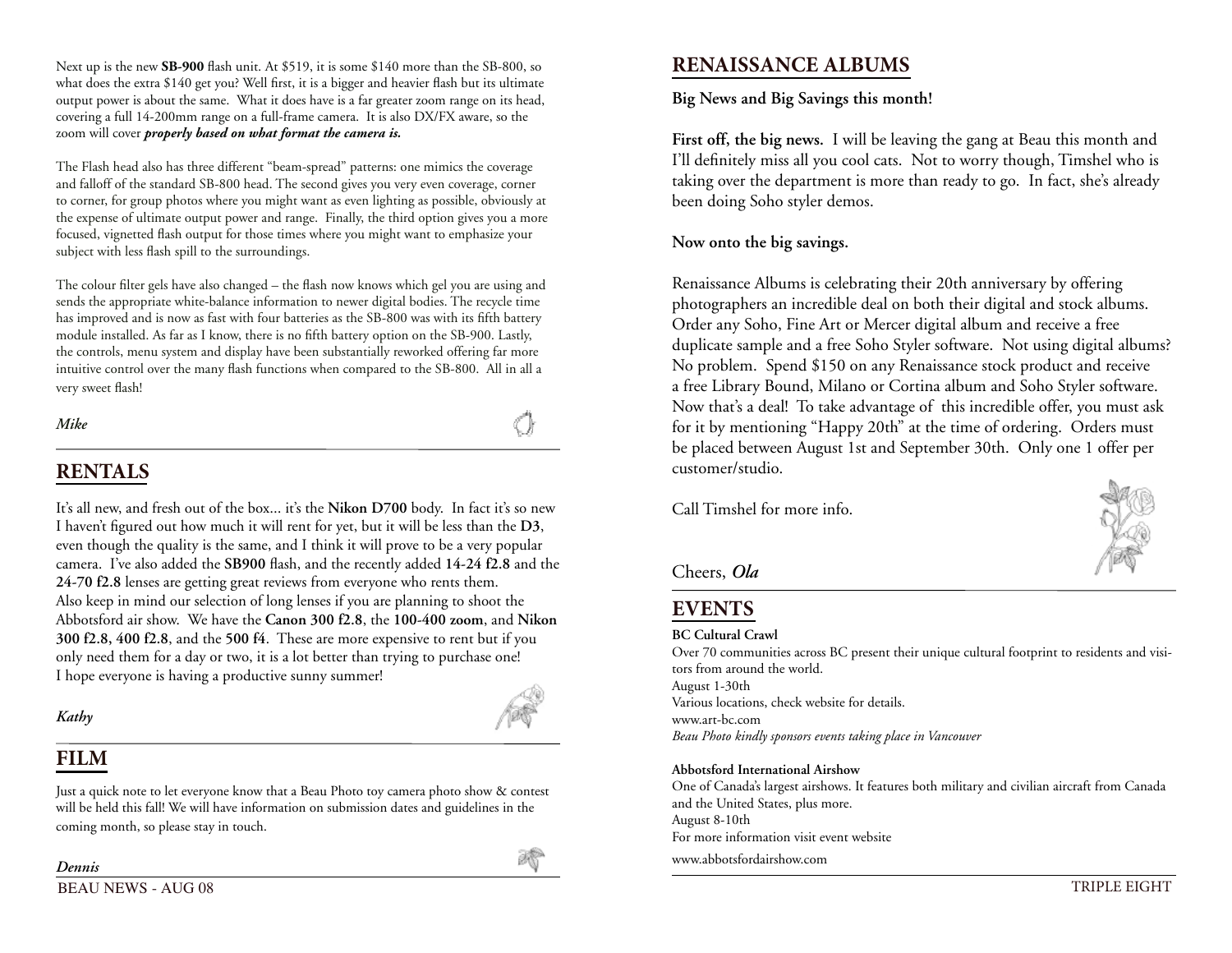Next up is the new **SB-900** flash unit. At $519, it is some $140 more than the SB-800, so what does the extra $140 get you? Well first, it is a bigger and heavier flash but its ultimate output power is about the same. What it does have is a far greater zoom range on its head, covering a full 14-200mm range on a full-frame camera. It is also DX/FX aware, so the zoom will cover ***properly based on what format the camera is.***

The Flash head also has three different "beam-spread" patterns: one mimics the coverage and falloff of the standard SB-800 head. The second gives you very even coverage, corner to corner, for group photos where you might want as even lighting as possible, obviously at the expense of ultimate output power and range. Finally, the third option gives you a more focused, vignetted flash output for those times where you might want to emphasize your subject with less flash spill to the surroundings.

The colour filter gels have also changed – the flash now knows which gel you are using and sends the appropriate white-balance information to newer digital bodies. The recycle time has improved and is now as fast with four batteries as the SB-800 was with its fifth battery module installed. As far as I know, there is no fifth battery option on the SB-900. Lastly, the controls, menu system and display have been substantially reworked offering far more intuitive control over the many flash functions when compared to the SB-800. All in all a very sweet flash!

*Mike*

## RENTALS

It's all new, and fresh out of the box... it's the **Nikon D700** body. In fact it's so new I haven't figured out how much it will rent for yet, but it will be less than the **D3**, even though the quality is the same, and I think it will prove to be a very popular camera. I've also added the **SB900** flash, and the recently added **14-24 f2.8** and the **24-70 f2.8** lenses are getting great reviews from everyone who rents them. Also keep in mind our selection of long lenses if you are planning to shoot the Abbotsford air show. We have the **Canon 300 f2.8**, the **100-400 zoom**, and **Nikon 300 f2.8**, **400 f2.8**, and the **500 f4**. These are more expensive to rent but if you only need them for a day or two, it is a lot better than trying to purchase one! I hope everyone is having a productive sunny summer!

*Kathy*

## FILM

Just a quick note to let everyone know that a Beau Photo toy camera photo show & contest will be held this fall! We will have information on submission dates and guidelines in the coming month, so please stay in touch.

*Dennis*

## RENAISSANCE ALBUMS

**Big News and Big Savings this month!**

**First off, the big news.** I will be leaving the gang at Beau this month and I'll definitely miss all you cool cats. Not to worry though, Timshel who is taking over the department is more than ready to go. In fact, she's already been doing Soho styler demos.

**Now onto the big savings.**

Renaissance Albums is celebrating their 20th anniversary by offering photographers an incredible deal on both their digital and stock albums. Order any Soho, Fine Art or Mercer digital album and receive a free duplicate sample and a free Soho Styler software. Not using digital albums? No problem. Spend $150 on any Renaissance stock product and receive a free Library Bound, Milano or Cortina album and Soho Styler software. Now that's a deal! To take advantage of this incredible offer, you must ask for it by mentioning "Happy 20th" at the time of ordering. Orders must be placed between August 1st and September 30th. Only one 1 offer per customer/studio.

Call Timshel for more info.

Cheers, ***Ola***

## EVENTS

**BC Cultural Crawl**
Over 70 communities across BC present their unique cultural footprint to residents and visitors from around the world.
August 1-30th
Various locations, check website for details.
www.art-bc.com
*Beau Photo kindly sponsors events taking place in Vancouver*

**Abbotsford International Airshow**
One of Canada's largest airshows. It features both military and civilian aircraft from Canada and the United States, plus more.
August 8-10th
For more information visit event website
www.abbotsfordairshow.com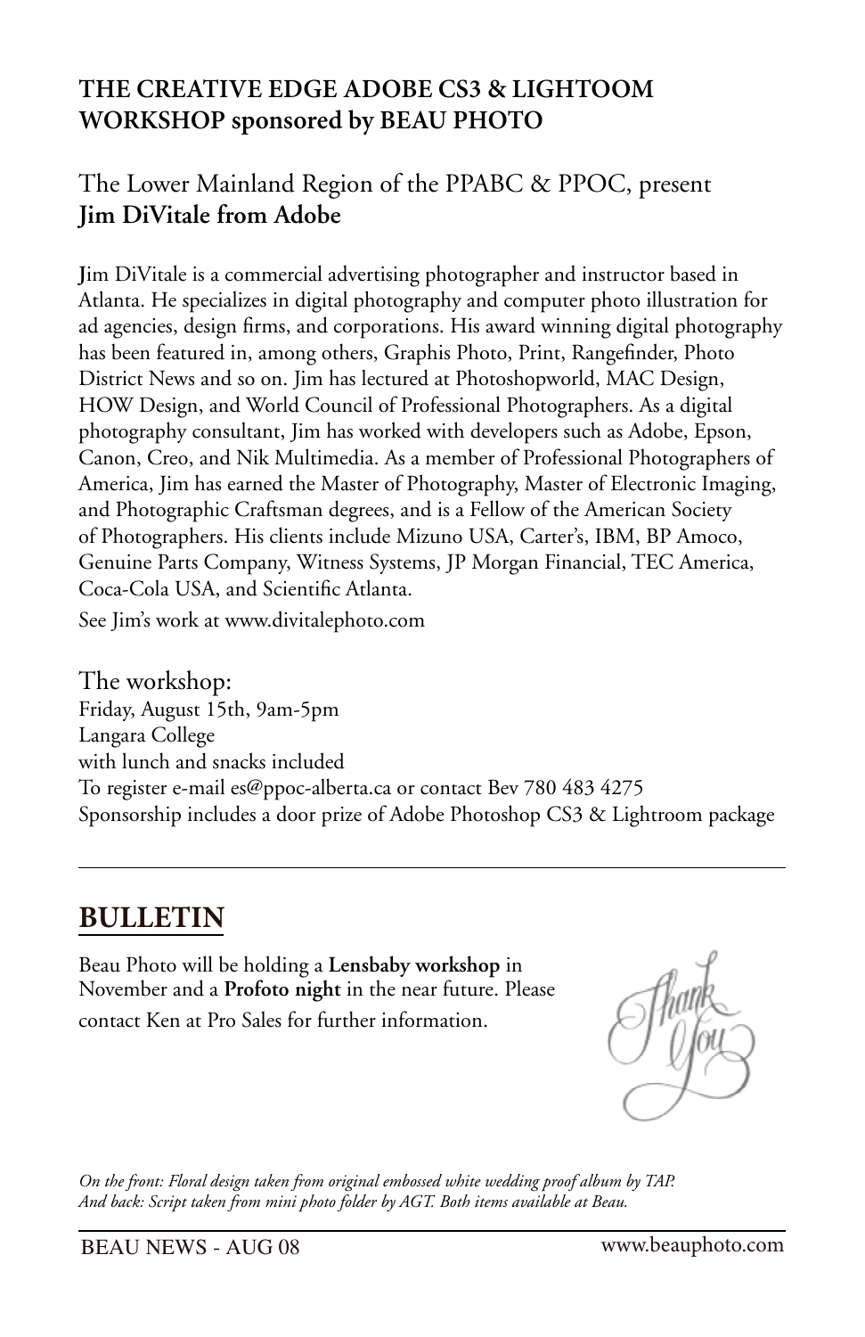## THE CREATIVE EDGE ADOBE CS3 & LIGHTOOM WORKSHOP sponsored by BEAU PHOTO

The Lower Mainland Region of the PPABC & PPOC, present
**Jim DiVitale from Adobe**

**J**im DiVitale is a commercial advertising photographer and instructor based in Atlanta. He specializes in digital photography and computer photo illustration for ad agencies, design firms, and corporations. His award winning digital photography has been featured in, among others, Graphis Photo, Print, Rangefinder, Photo District News and so on. Jim has lectured at Photoshopworld, MAC Design, HOW Design, and World Council of Professional Photographers. As a digital photography consultant, Jim has worked with developers such as Adobe, Epson, Canon, Creo, and Nik Multimedia. As a member of Professional Photographers of America, Jim has earned the Master of Photography, Master of Electronic Imaging, and Photographic Craftsman degrees, and is a Fellow of the American Society of Photographers. His clients include Mizuno USA, Carter's, IBM, BP Amoco, Genuine Parts Company, Witness Systems, JP Morgan Financial, TEC America, Coca-Cola USA, and Scientific Atlanta.

See Jim's work at www.divitalephoto.com

The workshop:
Friday, August 15th, 9am-5pm
Langara College
with lunch and snacks included
To register e-mail es@ppoc-alberta.ca or contact Bev 780 483 4275
Sponsorship includes a door prize of Adobe Photoshop CS3 & Lightroom package

---

## BULLETIN

Beau Photo will be holding a **Lensbaby workshop** in November and a **Profoto night** in the near future. Please contact Ken at Pro Sales for further information.

Thank You

*On the front: Floral design taken from original embossed white wedding proof album by TAP. And back: Script taken from mini photo folder by AGT. Both items available at Beau.*